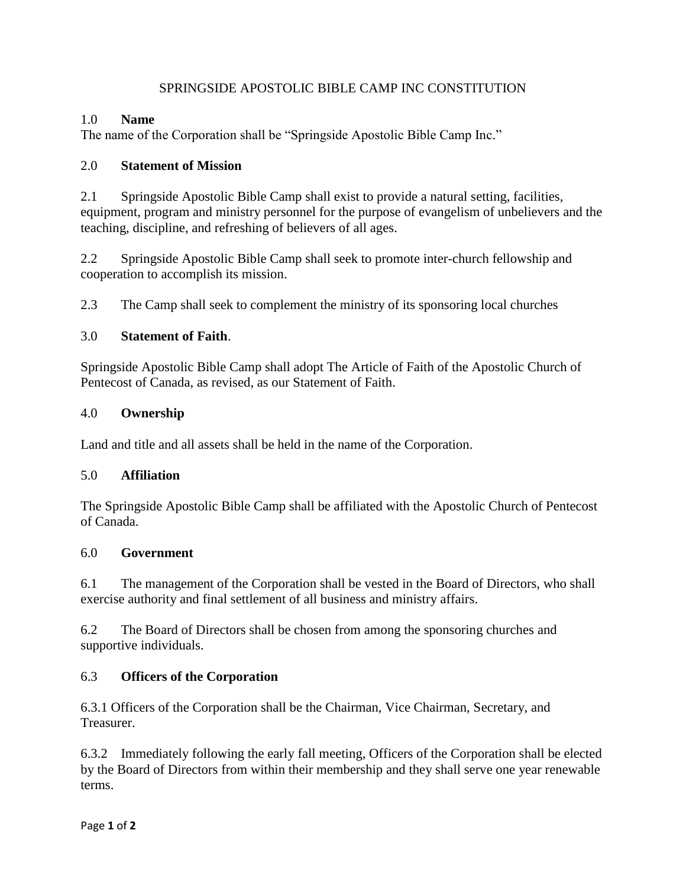# SPRINGSIDE APOSTOLIC BIBLE CAMP INC CONSTITUTION

## 1.0 Name

The name of the Corporation shall be "Springside Apostolic Bible Camp Inc."

## 2.0 Statement of Mission

2.1 Springside Apostolic Bible Camp shall exist to provide a natural setting, facilities, equipment, program and ministry personnel for the purpose of evangelism of unbelievers and the teaching, discipline, and refreshing of believers of all ages.

2.2 Springside Apostolic Bible Camp shall seek to promote inter-church fellowship and cooperation to accomplish its mission.

2.3 The Camp shall seek to complement the ministry of its sponsoring local churches

## 3.0 Statement of Faith.

Springside Apostolic Bible Camp shall adopt The Article of Faith of the Apostolic Church of Pentecost of Canada, as revised, as our Statement of Faith.

## 4.0 Ownership

Land and title and all assets shall be held in the name of the Corporation.

## 5.0 Affiliation

The Springside Apostolic Bible Camp shall be affiliated with the Apostolic Church of Pentecost of Canada.

## 6.0 Government

6.1 The management of the Corporation shall be vested in the Board of Directors, who shall exercise authority and final settlement of all business and ministry affairs.

6.2 The Board of Directors shall be chosen from among the sponsoring churches and supportive individuals.

### 6.3 Officers of the Corporation

6.3.1 Officers of the Corporation shall be the Chairman, Vice Chairman, Secretary, and Treasurer.

6.3.2 Immediately following the early fall meeting, Officers of the Corporation shall be elected by the Board of Directors from within their membership and they shall serve one year renewable terms.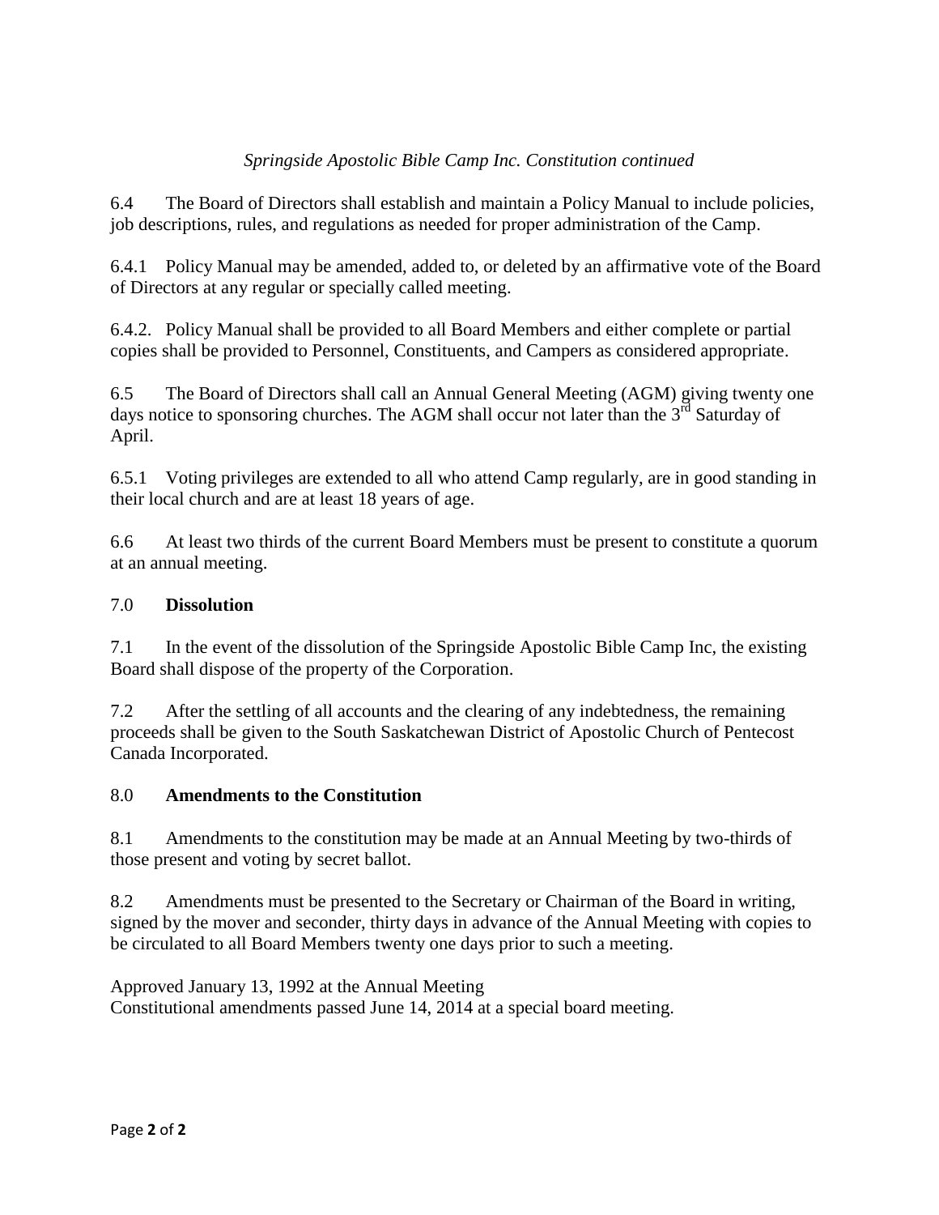*Springside Apostolic Bible Camp Inc. Constitution continued*

6.4 The Board of Directors shall establish and maintain a Policy Manual to include policies, job descriptions, rules, and regulations as needed for proper administration of the Camp.

6.4.1 Policy Manual may be amended, added to, or deleted by an affirmative vote of the Board of Directors at any regular or specially called meeting.

6.4.2. Policy Manual shall be provided to all Board Members and either complete or partial copies shall be provided to Personnel, Constituents, and Campers as considered appropriate.

6.5 The Board of Directors shall call an Annual General Meeting (AGM) giving twenty one days notice to sponsoring churches. The AGM shall occur not later than the 3rd Saturday of April.

6.5.1 Voting privileges are extended to all who attend Camp regularly, are in good standing in their local church and are at least 18 years of age.

6.6 At least two thirds of the current Board Members must be present to constitute a quorum at an annual meeting.

## 7.0 **Dissolution**

7.1 In the event of the dissolution of the Springside Apostolic Bible Camp Inc, the existing Board shall dispose of the property of the Corporation.

7.2 After the settling of all accounts and the clearing of any indebtedness, the remaining proceeds shall be given to the South Saskatchewan District of Apostolic Church of Pentecost Canada Incorporated.

## 8.0 **Amendments to the Constitution**

8.1 Amendments to the constitution may be made at an Annual Meeting by two-thirds of those present and voting by secret ballot.

8.2 Amendments must be presented to the Secretary or Chairman of the Board in writing, signed by the mover and seconder, thirty days in advance of the Annual Meeting with copies to be circulated to all Board Members twenty one days prior to such a meeting.

Approved January 13, 1992 at the Annual Meeting
Constitutional amendments passed June 14, 2014 at a special board meeting.